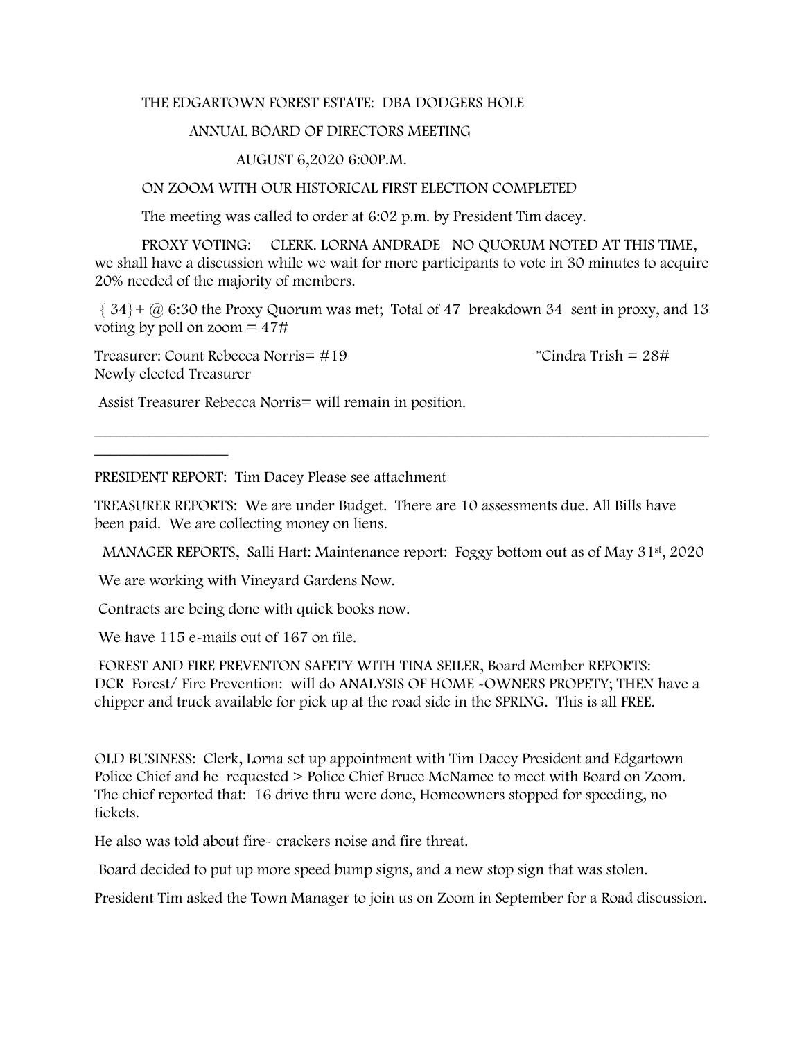THE EDGARTOWN FOREST ESTATE: DBA DODGERS HOLE

ANNUAL BOARD OF DIRECTORS MEETING

AUGUST 6,2020 6:00P.M.

ON ZOOM WITH OUR HISTORICAL FIRST ELECTION COMPLETED

The meeting was called to order at 6:02 p.m. by President Tim dacey.

PROXY VOTING: CLERK. LORNA ANDRADE NO QUORUM NOTED AT THIS TIME, we shall have a discussion while we wait for more participants to vote in 30 minutes to acquire 20% needed of the majority of members.

{ 34}+ @ 6:30 the Proxy Quorum was met; Total of 47 breakdown 34 sent in proxy, and 13 voting by poll on zoom = 47#

Treasurer: Count Rebecca Norris= #19 *Cindra Trish = 28#
Newly elected Treasurer

Assist Treasurer Rebecca Norris= will remain in position.

---

PRESIDENT REPORT: Tim Dacey Please see attachment

TREASURER REPORTS: We are under Budget. There are 10 assessments due. All Bills have been paid. We are collecting money on liens.

MANAGER REPORTS, Salli Hart: Maintenance report: Foggy bottom out as of May 31st, 2020

We are working with Vineyard Gardens Now.

Contracts are being done with quick books now.

We have 115 e-mails out of 167 on file.

FOREST AND FIRE PREVENTON SAFETY WITH TINA SEILER, Board Member REPORTS: DCR Forest/ Fire Prevention: will do ANALYSIS OF HOME -OWNERS PROPETY; THEN have a chipper and truck available for pick up at the road side in the SPRING. This is all FREE.

OLD BUSINESS: Clerk, Lorna set up appointment with Tim Dacey President and Edgartown Police Chief and he requested > Police Chief Bruce McNamee to meet with Board on Zoom. The chief reported that: 16 drive thru were done, Homeowners stopped for speeding, no tickets.

He also was told about fire- crackers noise and fire threat.

Board decided to put up more speed bump signs, and a new stop sign that was stolen.

President Tim asked the Town Manager to join us on Zoom in September for a Road discussion.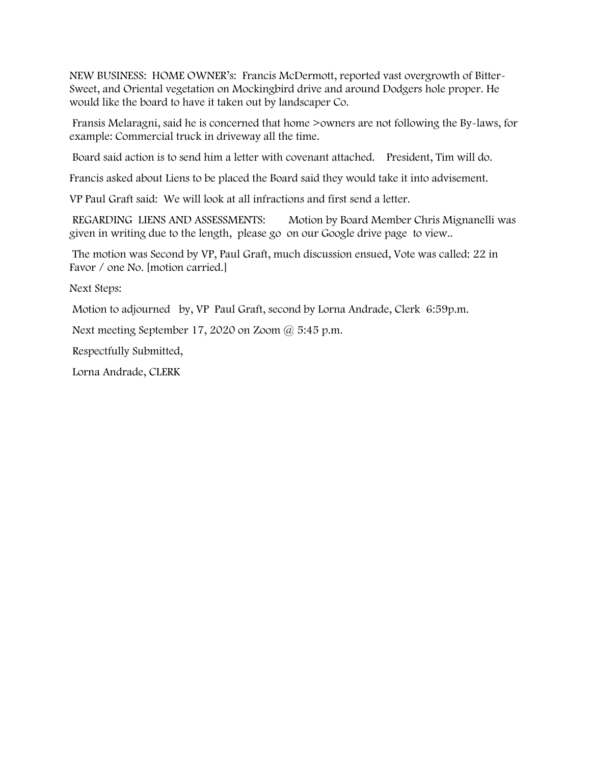NEW BUSINESS: HOME OWNER's: Francis McDermott, reported vast overgrowth of Bitter-Sweet, and Oriental vegetation on Mockingbird drive and around Dodgers hole proper. He would like the board to have it taken out by landscaper Co.

Fransis Melaragni, said he is concerned that home >owners are not following the By-laws, for example: Commercial truck in driveway all the time.

Board said action is to send him a letter with covenant attached. President, Tim will do.

Francis asked about Liens to be placed the Board said they would take it into advisement.

VP Paul Graft said: We will look at all infractions and first send a letter.

REGARDING LIENS AND ASSESSMENTS: Motion by Board Member Chris Mignanelli was given in writing due to the length, please go on our Google drive page to view..

The motion was Second by VP, Paul Graft, much discussion ensued, Vote was called: 22 in Favor / one No. [motion carried.]

Next Steps:

Motion to adjourned by, VP Paul Graft, second by Lorna Andrade, Clerk 6:59p.m.

Next meeting September 17, 2020 on Zoom @ 5:45 p.m.

Respectfully Submitted,

Lorna Andrade, CLERK